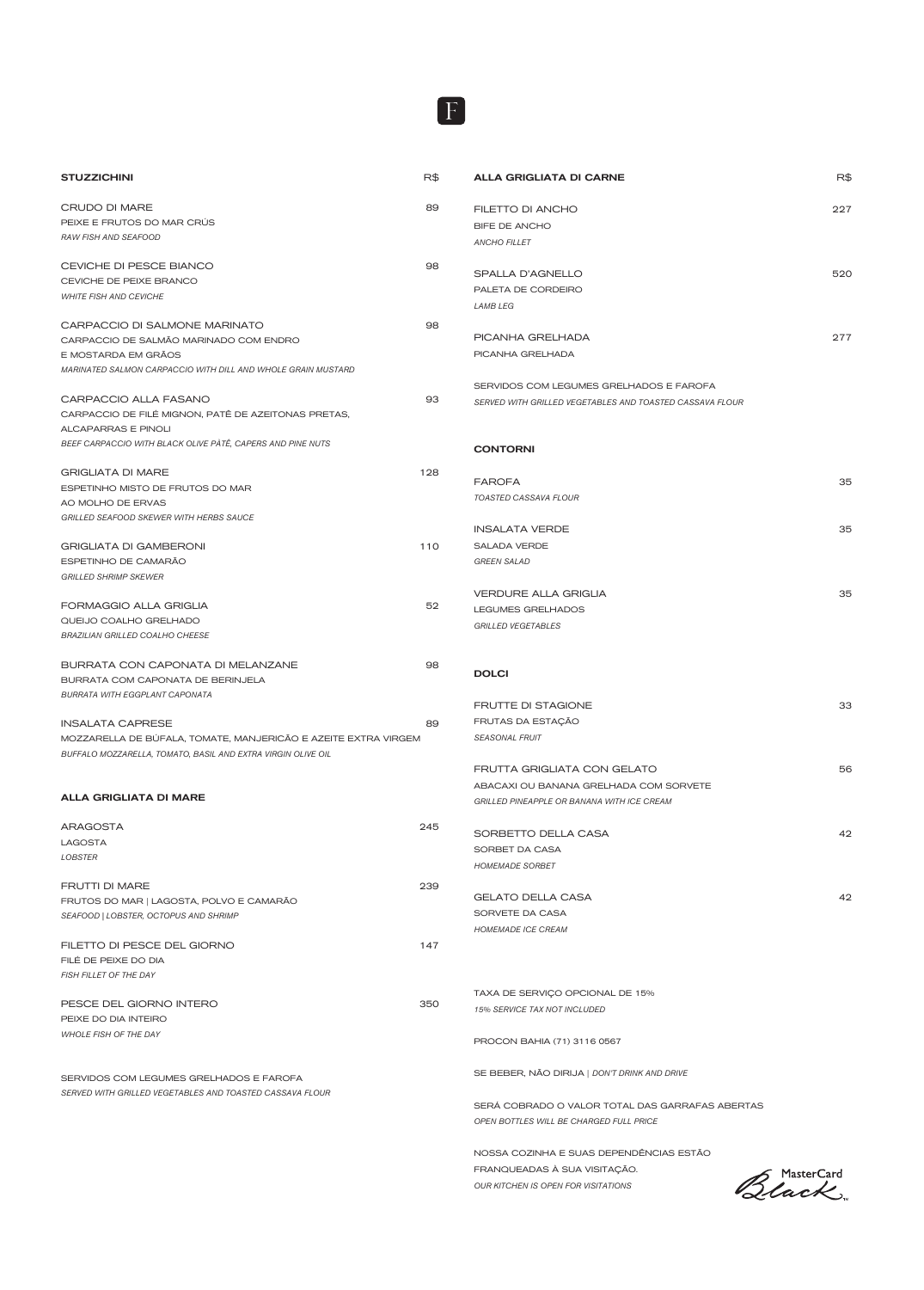F

## STUZZICHINI

R$

**CRUDO DI MARE** — 89
PEIXE E FRUTOS DO MAR CRÚS
*RAW FISH AND SEAFOOD*

**CEVICHE DI PESCE BIANCO** — 98
CEVICHE DE PEIXE BRANCO
*WHITE FISH AND CEVICHE*

**CARPACCIO DI SALMONE MARINATO** — 98
CARPACCIO DE SALMÃO MARINADO COM ENDRO
E MOSTARDA EM GRÃOS
*MARINATED SALMON CARPACCIO WITH DILL AND WHOLE GRAIN MUSTARD*

**CARPACCIO ALLA FASANO** — 93
CARPACCIO DE FILÉ MIGNON, PATÊ DE AZEITONAS PRETAS,
ALCAPARRAS E PINOLI
*BEEF CARPACCIO WITH BLACK OLIVE PÂTÉ, CAPERS AND PINE NUTS*

**GRIGLIATA DI MARE** — 128
ESPETINHO MISTO DE FRUTOS DO MAR
AO MOLHO DE ERVAS
*GRILLED SEAFOOD SKEWER WITH HERBS SAUCE*

**GRIGLIATA DI GAMBERONI** — 110
ESPETINHO DE CAMARÃO
*GRILLED SHRIMP SKEWER*

**FORMAGGIO ALLA GRIGLIA** — 52
QUEIJO COALHO GRELHADO
*BRAZILIAN GRILLED COALHO CHEESE*

**BURRATA CON CAPONATA DI MELANZANE** — 98
BURRATA COM CAPONATA DE BERINJELA
*BURRATA WITH EGGPLANT CAPONATA*

**INSALATA CAPRESE** — 89
MOZZARELLA DE BÚFALA, TOMATE, MANJERICÃO E AZEITE EXTRA VIRGEM
*BUFFALO MOZZARELLA, TOMATO, BASIL AND EXTRA VIRGIN OLIVE OIL*

## ALLA GRIGLIATA DI MARE

**ARAGOSTA** — 245
LAGOSTA
*LOBSTER*

**FRUTTI DI MARE** — 239
FRUTOS DO MAR | LAGOSTA, POLVO E CAMARÃO
*SEAFOOD | LOBSTER, OCTOPUS AND SHRIMP*

**FILETTO DI PESCE DEL GIORNO** — 147
FILÉ DE PEIXE DO DIA
*FISH FILLET OF THE DAY*

**PESCE DEL GIORNO INTERO** — 350
PEIXE DO DIA INTEIRO
*WHOLE FISH OF THE DAY*

SERVIDOS COM LEGUMES GRELHADOS E FAROFA
*SERVED WITH GRILLED VEGETABLES AND TOASTED CASSAVA FLOUR*

## ALLA GRIGLIATA DI CARNE

R$

**FILETTO DI ANCHO** — 227
BIFE DE ANCHO
*ANCHO FILLET*

**SPALLA D'AGNELLO** — 520
PALETA DE CORDEIRO
*LAMB LEG*

**PICANHA GRELHADA** — 277
PICANHA GRELHADA

SERVIDOS COM LEGUMES GRELHADOS E FAROFA
*SERVED WITH GRILLED VEGETABLES AND TOASTED CASSAVA FLOUR*

## CONTORNI

**FAROFA** — 35
*TOASTED CASSAVA FLOUR*

**INSALATA VERDE** — 35
SALADA VERDE
*GREEN SALAD*

**VERDURE ALLA GRIGLIA** — 35
LEGUMES GRELHADOS
*GRILLED VEGETABLES*

## DOLCI

**FRUTTE DI STAGIONE** — 33
FRUTAS DA ESTAÇÃO
*SEASONAL FRUIT*

**FRUTTA GRIGLIATA CON GELATO** — 56
ABACAXI OU BANANA GRELHADA COM SORVETE
*GRILLED PINEAPPLE OR BANANA WITH ICE CREAM*

**SORBETTO DELLA CASA** — 42
SORBET DA CASA
*HOMEMADE SORBET*

**GELATO DELLA CASA** — 42
SORVETE DA CASA
*HOMEMADE ICE CREAM*

TAXA DE SERVIÇO OPCIONAL DE 15%
*15% SERVICE TAX NOT INCLUDED*

PROCON BAHIA (71) 3116 0567

SE BEBER, NÃO DIRIJA | *DON'T DRINK AND DRIVE*

SERÁ COBRADO O VALOR TOTAL DAS GARRAFAS ABERTAS
*OPEN BOTTLES WILL BE CHARGED FULL PRICE*

NOSSA COZINHA E SUAS DEPENDÊNCIAS ESTÃO
FRANQUEADAS À SUA VISITAÇÃO.
*OUR KITCHEN IS OPEN FOR VISITATIONS*

MasterCard Black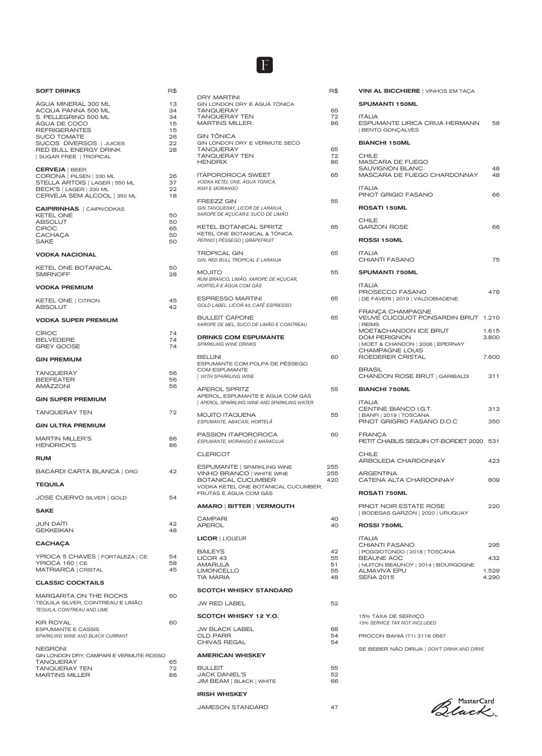F

## SOFT DRINKS

| | R$ |
|---|---|
| ÁGUA MINERAL 300 ML | 13 |
| ACQUA PANNA 500 ML | 34 |
| S. PELLEGRINO 500 ML | 34 |
| ÁGUA DE COCO | 15 |
| REFRIGERANTES | 15 |
| SUCO TOMATE | 26 |
| SUCOS DIVERSOS \| JUICES | 22 |
| RED BULL ENERGY DRINK \| SUGAR FREE \| TROPICAL | 28 |

## CERVEJA | BEER

| | |
|---|---|
| CORONA \| PILSEN \| 330 ML | 26 |
| STELLA ARTOIS \| LAGER \| 550 ML | 37 |
| BECK'S \| LAGER \| 330 ML | 22 |
| CERVEJA SEM ÁLCOOL \| 350 ML | 18 |

## CAIPIRINHAS | CAIPIVODKAS

| | |
|---|---|
| KETEL ONE | 50 |
| ABSOLUT | 50 |
| CIROC | 65 |
| CACHAÇA | 50 |
| SAKÊ | 50 |

## VODKA NACIONAL

| | |
|---|---|
| KETEL ONE BOTANICAL | 50 |
| SMIRNOFF | 28 |

## VODKA PREMIUM

| | |
|---|---|
| KETEL ONE \| CITRON | 45 |
| ABSOLUT | 42 |

## VODKA SUPER PREMIUM

| | |
|---|---|
| CÎROC | 74 |
| BELVEDERE | 74 |
| GREY GOOSE | 74 |

## GIN PREMIUM

| | |
|---|---|
| TANQUERAY | 56 |
| BEEFEATER | 56 |
| AMÁZZONI | 56 |

## GIN SUPER PREMIUM

| | |
|---|---|
| TANQUERAY TEN | 72 |

## GIN ULTRA PREMIUM

| | |
|---|---|
| MARTIN MILLER'S | 86 |
| HENDRICK'S | 86 |

## RUM

| | |
|---|---|
| BACARDI CARTA BLANCA \| ORO | 42 |

## TEQUILA

| | |
|---|---|
| JOSE CUERVO SILVER \| GOLD | 54 |

## SAKE

| | |
|---|---|
| JUN DAÍTI | 42 |
| GEKKEIKAN | 48 |

## CACHAÇA

| | |
|---|---|
| YPIOCA 5 CHAVES \| FORTALEZA \| CE | 54 |
| YPIOCA 160 \| CE | 58 |
| MATRIARCA \| CRISTAL | 45 |

## CLASSIC COCKTAILS

**MARGARITA ON THE ROCKS** — 60
TEQUILA SILVER, COINTREAU E LIMÃO
*TEQUILA, COINTREAU AND LIME*

**KIR ROYAL** — 60
ESPUMANTE E CASSIS
*SPARKLING WINE AND BLACK CURRANT*

**NEGRONI**
GIN LONDON DRY, CAMPARI E VERMUTE ROSSO

| | |
|---|---|
| TANQUERAY | 65 |
| TANQUERAY TEN | 72 |
| MARTINS MILLER | 86 |

**DRY MARTINI**
GIN LONDON DRY E ÁGUA TÔNICA

| | R$ |
|---|---|
| TANQUERAY | 65 |
| TANQUERAY TEN | 72 |
| MARTINS MILLER | 86 |

**GIN TÔNICA**
GIN LONDON DRY E VERMUTE SECO

| | |
|---|---|
| TANQUERAY | 65 |
| TANQUERAY TEN | 72 |
| HENDRIX | 86 |

**ITAPOROROCA SWEET** — 65
*VODKA KETEL ONE, ÁGUA TONICA, KIWI E MORANGO*

**FREEZZ GIN** — 55
*GIN TANQUERAY, LICOR DE LARANJA, XAROPE DE AÇUCAR E SUCO DE LIMÃO*

**KETEL BOTANICAL SPRITZ** — 65
KETEL ONE BOTANICAL & TÔNICA
*PEPINO | PÊSSEGO | GRAPEFRUIT*

**TROPICAL GIN** — 65
*GIN, RED BULL TROPICAL E LARANJA*

**MOJITO** — 55
*RUM BRANCO, LIMÃO, XAROPE DE AÇUCAR, HORTELÃ E ÁGUA COM GÁS*

**ESPRESSO MARTINI** — 65
*GOLD LABEL, LICOR 43, CAFÉ ESPRESSO*

**BULLEIT CAPONE** — 65
*XAROPE DE MEL, SUCO DE LIMÃO E COINTREAU*

## DRINKS COM ESPUMANTE
*SPARKLING WINE DRINKS*

**BELLINI** — 60
ESPUMANTE COM POLPA DE PÊSSEGO COM ESPUMANTE
*| WITH SPARKLING WINE*

**APEROL SPRITZ** — 55
APEROL, ESPUMANTE E ÁGUA COM GÁS
*| APEROL, SPARKLING WINE AND SPARKLING WATER*

**MOJITO ITAQUENA** — 55
*ESPUMANTE, ABACAXI, HORTELÃ*

**PASSION ITAPOROROCA** — 60
*ESPUMANTE, MORANGO E MARACUJÁ*

**CLERICOT**

| | |
|---|---|
| ESPUMANTE \| SPARKLING WINE | 255 |
| VINHO BRANCO \| WHITE WINE | 255 |
| BOTANICAL CUCUMBER | 420 |

VODKA KETEL ONE BOTANICAL CUCUMBER, FRUTAS E ÁGUA COM GÁS

## AMARO | BITTER | VERMOUTH

| | |
|---|---|
| CAMPARI | 40 |
| APEROL | 40 |

## LICOR | *LIQUEUR*

| | |
|---|---|
| BAILEYS | 42 |
| LICOR 43 | 55 |
| AMARULA | 51 |
| LIMONCELLO | 55 |
| TIA MARIA | 48 |

## SCOTCH WHISKY STANDARD

| | |
|---|---|
| JW RED LABEL | 52 |

## SCOTCH WHISKY 12 Y.O.

| | |
|---|---|
| JW BLACK LABEL | 68 |
| OLD PARR | 54 |
| CHIVAS REGAL | 54 |

## AMERICAN WHISKEY

| | |
|---|---|
| BULLEIT | 55 |
| JACK DANIEL'S | 52 |
| JIM BEAM \| BLACK \| WHITE | 66 |

## IRISH WHISKEY

| | |
|---|---|
| JAMESON STANDARD | 47 |

## VINI AL BICCHIERE | VINHOS EM TAÇA

### SPUMANTI 150ML

ITÁLIA

| | |
|---|---|
| ESPUMANTE LIRICA CRUA HERMANN \| BENTO GONÇALVES | 58 |

### BIANCHI 150ML

CHILE

| | |
|---|---|
| MASCARA DE FUEGO SAUVIGNON BLANC | 48 |
| MASCARA DE FUEGO CHARDONNAY | 48 |

ITALIA

| | |
|---|---|
| PINOT GRIGIO FASANO | 66 |

### ROSATI 150ML

CHILE

| | |
|---|---|
| GARZON ROSE | 66 |

### ROSSI 150ML

ITALIA

| | |
|---|---|
| CHIANTI FASANO | 75 |

### SPUMANTI 750ML

ITÁLIA

| | |
|---|---|
| PROSECCO FASANO \| DE FAVERI \| 2019 \| VALDOBIADENE | 476 |

FRANÇA CHAMPAGNE

| | |
|---|---|
| VEUVE CLICQUOT PONSARDIN BRUT \| REIMS | 1.210 |
| MOET&CHANDON ICE BRUT | 1.615 |
| DOM PERIGNON \| MOET & CHANDON \| 2006 \| EPERNAY | 3.800 |
| CHAMPAGNE LOUIS ROEDERER CRISTAL | 7.600 |

BRASIL

| | |
|---|---|
| CHANDON ROSE BRUT \| GARIBALDI | 311 |

### BIANCHI 750ML

ITALIA

| | |
|---|---|
| CENTINE BIANCO I.G.T. \| BANFI \| 2019 \| TOSCANA | 313 |
| PINOT GRIGIO FASANO D.O.C | 350 |

FRANÇA

| | |
|---|---|
| PETIT CHABLIS SEGUIN OT-BORDET 2020 | 531 |

CHILE

| | |
|---|---|
| ARBOLEDA CHARDONNAY | 423 |

ARGENTINA

| | |
|---|---|
| CATENA ALTA CHARDONNAY | 809 |

### ROSATI 750ML

| | |
|---|---|
| PINOT NOIR ESTATE ROSE \| BODEGAS GARZÓN \| 2020 \| URUGUAY | 220 |

### ROSSI 750ML

ITALIA

| | |
|---|---|
| CHIANTI FASANO \| POGGIOTONDO \| 2018 \| TOSCANA | 295 |
| BEAUNE AOC \| NUITON BEAUNOY \| 2014 \| BOURGOGNE | 432 |
| ALMAVIVA EPU | 1.529 |
| SEÑA 2015 | 4.290 |

15% TAXA DE SERVIÇO
*15% SERVICE TAX NOT INCLUDED*

PROCON BAHIA (71) 3116 0567

SE BEBER NÃO DIRIJA | *DON'T DRINK AND DRIVE*

MasterCard Black